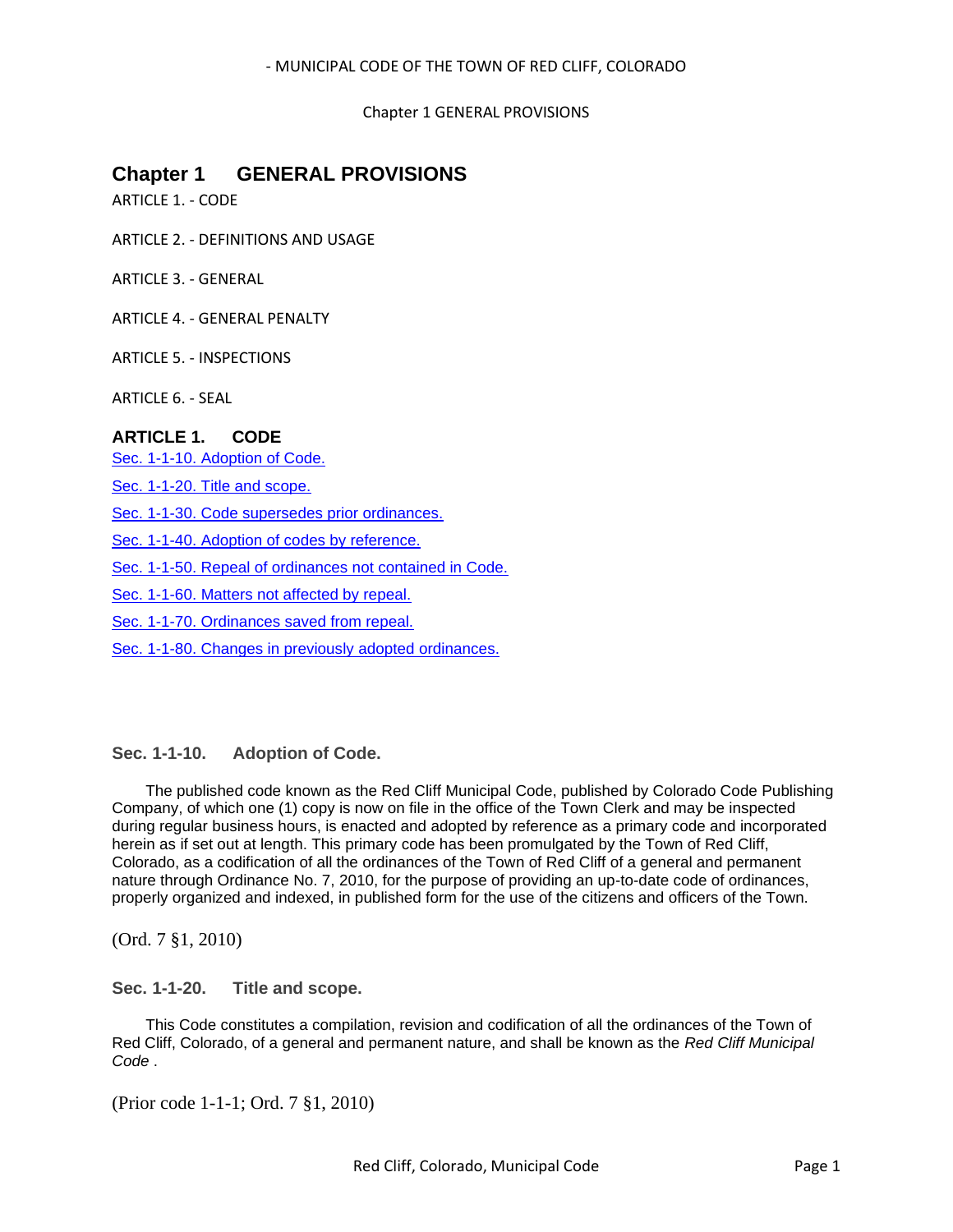# Chapter 1 GENERAL PROVISIONS

ARTICLE 1. - CODE

ARTICLE 2. - DEFINITIONS AND USAGE

ARTICLE 3. - GENERAL

ARTICLE 4. - GENERAL PENALTY

ARTICLE 5. - INSPECTIONS

ARTICLE 6. - SEAL

## ARTICLE 1. CODE

Sec. 1-1-10. Adoption of Code.

Sec. 1-1-20. Title and scope.

Sec. 1-1-30. Code supersedes prior ordinances.

Sec. 1-1-40. Adoption of codes by reference.

Sec. 1-1-50. Repeal of ordinances not contained in Code.

Sec. 1-1-60. Matters not affected by repeal.

Sec. 1-1-70. Ordinances saved from repeal.

Sec. 1-1-80. Changes in previously adopted ordinances.

### Sec. 1-1-10. Adoption of Code.

The published code known as the Red Cliff Municipal Code, published by Colorado Code Publishing Company, of which one (1) copy is now on file in the office of the Town Clerk and may be inspected during regular business hours, is enacted and adopted by reference as a primary code and incorporated herein as if set out at length. This primary code has been promulgated by the Town of Red Cliff, Colorado, as a codification of all the ordinances of the Town of Red Cliff of a general and permanent nature through Ordinance No. 7, 2010, for the purpose of providing an up-to-date code of ordinances, properly organized and indexed, in published form for the use of the citizens and officers of the Town.

(Ord. 7 §1, 2010)

### Sec. 1-1-20. Title and scope.

This Code constitutes a compilation, revision and codification of all the ordinances of the Town of Red Cliff, Colorado, of a general and permanent nature, and shall be known as the *Red Cliff Municipal Code* .

(Prior code 1-1-1; Ord. 7 §1, 2010)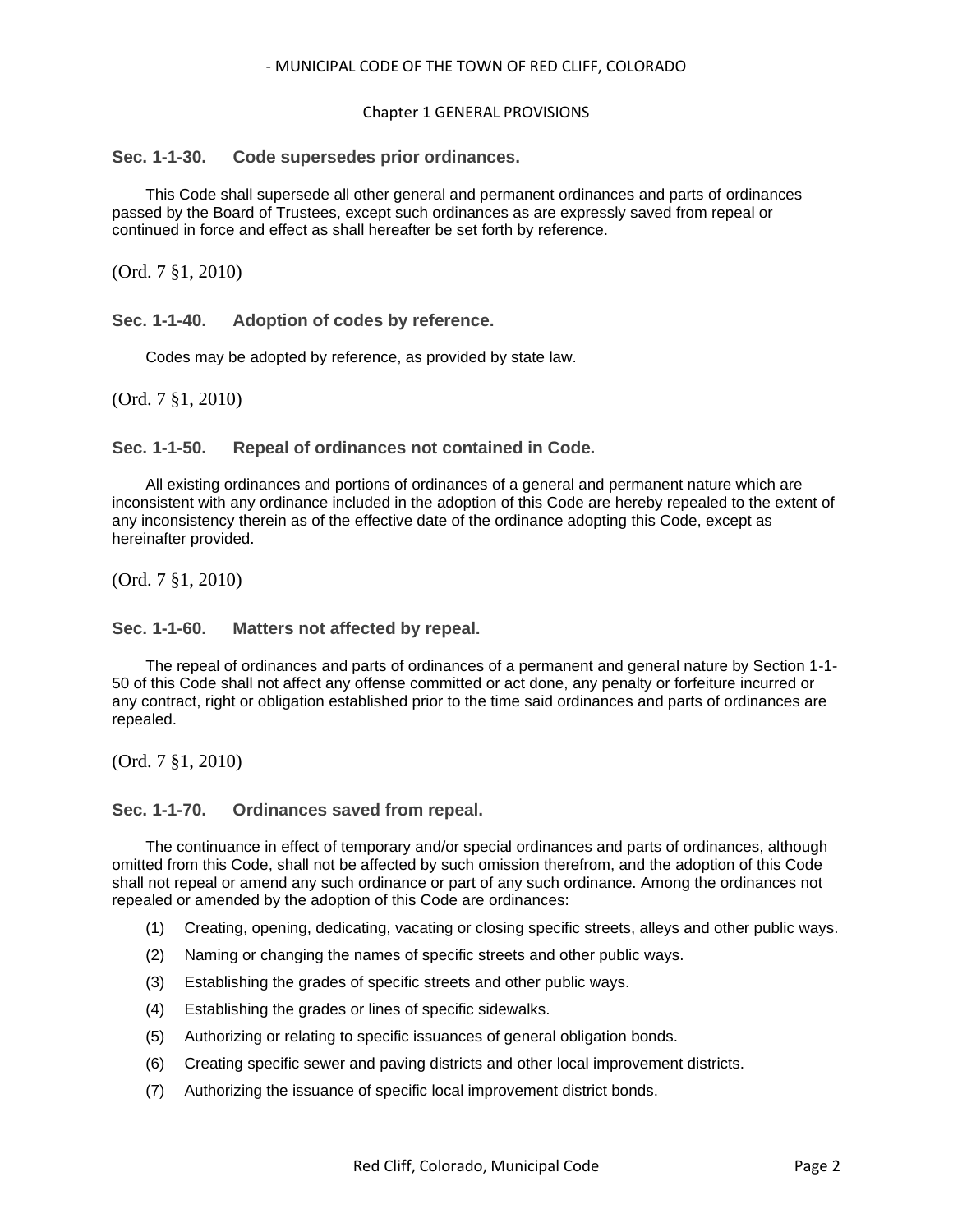### Sec. 1-1-30. Code supersedes prior ordinances.

This Code shall supersede all other general and permanent ordinances and parts of ordinances passed by the Board of Trustees, except such ordinances as are expressly saved from repeal or continued in force and effect as shall hereafter be set forth by reference.

(Ord. 7 §1, 2010)

### Sec. 1-1-40. Adoption of codes by reference.

Codes may be adopted by reference, as provided by state law.

(Ord. 7 §1, 2010)

### Sec. 1-1-50. Repeal of ordinances not contained in Code.

All existing ordinances and portions of ordinances of a general and permanent nature which are inconsistent with any ordinance included in the adoption of this Code are hereby repealed to the extent of any inconsistency therein as of the effective date of the ordinance adopting this Code, except as hereinafter provided.

(Ord. 7 §1, 2010)

### Sec. 1-1-60. Matters not affected by repeal.

The repeal of ordinances and parts of ordinances of a permanent and general nature by Section 1-1-50 of this Code shall not affect any offense committed or act done, any penalty or forfeiture incurred or any contract, right or obligation established prior to the time said ordinances and parts of ordinances are repealed.

(Ord. 7 §1, 2010)

### Sec. 1-1-70. Ordinances saved from repeal.

The continuance in effect of temporary and/or special ordinances and parts of ordinances, although omitted from this Code, shall not be affected by such omission therefrom, and the adoption of this Code shall not repeal or amend any such ordinance or part of any such ordinance. Among the ordinances not repealed or amended by the adoption of this Code are ordinances:

(1) Creating, opening, dedicating, vacating or closing specific streets, alleys and other public ways.

(2) Naming or changing the names of specific streets and other public ways.

(3) Establishing the grades of specific streets and other public ways.

(4) Establishing the grades or lines of specific sidewalks.

(5) Authorizing or relating to specific issuances of general obligation bonds.

(6) Creating specific sewer and paving districts and other local improvement districts.

(7) Authorizing the issuance of specific local improvement district bonds.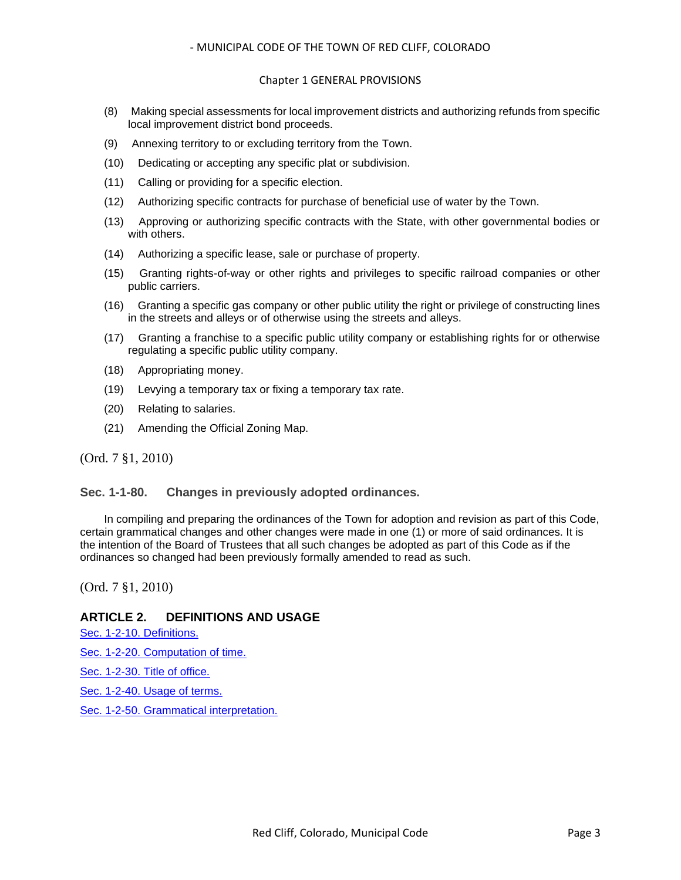(8) Making special assessments for local improvement districts and authorizing refunds from specific local improvement district bond proceeds.

(9) Annexing territory to or excluding territory from the Town.

(10) Dedicating or accepting any specific plat or subdivision.

(11) Calling or providing for a specific election.

(12) Authorizing specific contracts for purchase of beneficial use of water by the Town.

(13) Approving or authorizing specific contracts with the State, with other governmental bodies or with others.

(14) Authorizing a specific lease, sale or purchase of property.

(15) Granting rights-of-way or other rights and privileges to specific railroad companies or other public carriers.

(16) Granting a specific gas company or other public utility the right or privilege of constructing lines in the streets and alleys or of otherwise using the streets and alleys.

(17) Granting a franchise to a specific public utility company or establishing rights for or otherwise regulating a specific public utility company.

(18) Appropriating money.

(19) Levying a temporary tax or fixing a temporary tax rate.

(20) Relating to salaries.

(21) Amending the Official Zoning Map.

(Ord. 7 §1, 2010)

### Sec. 1-1-80. Changes in previously adopted ordinances.

In compiling and preparing the ordinances of the Town for adoption and revision as part of this Code, certain grammatical changes and other changes were made in one (1) or more of said ordinances. It is the intention of the Board of Trustees that all such changes be adopted as part of this Code as if the ordinances so changed had been previously formally amended to read as such.

(Ord. 7 §1, 2010)

## ARTICLE 2. DEFINITIONS AND USAGE

Sec. 1-2-10. Definitions.

Sec. 1-2-20. Computation of time.

Sec. 1-2-30. Title of office.

Sec. 1-2-40. Usage of terms.

Sec. 1-2-50. Grammatical interpretation.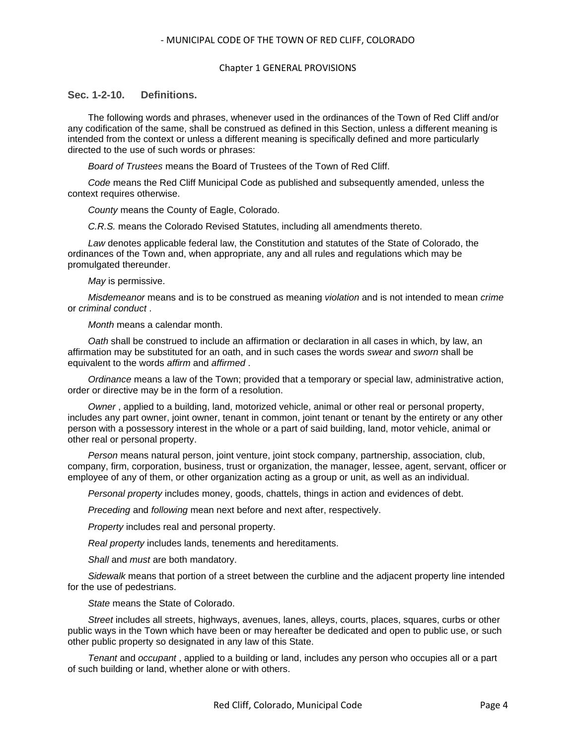### Sec. 1-2-10. Definitions.

The following words and phrases, whenever used in the ordinances of the Town of Red Cliff and/or any codification of the same, shall be construed as defined in this Section, unless a different meaning is intended from the context or unless a different meaning is specifically defined and more particularly directed to the use of such words or phrases:

*Board of Trustees* means the Board of Trustees of the Town of Red Cliff.

*Code* means the Red Cliff Municipal Code as published and subsequently amended, unless the context requires otherwise.

*County* means the County of Eagle, Colorado.

*C.R.S.* means the Colorado Revised Statutes, including all amendments thereto.

*Law* denotes applicable federal law, the Constitution and statutes of the State of Colorado, the ordinances of the Town and, when appropriate, any and all rules and regulations which may be promulgated thereunder.

*May* is permissive.

*Misdemeanor* means and is to be construed as meaning *violation* and is not intended to mean *crime* or *criminal conduct* .

*Month* means a calendar month.

*Oath* shall be construed to include an affirmation or declaration in all cases in which, by law, an affirmation may be substituted for an oath, and in such cases the words *swear* and *sworn* shall be equivalent to the words *affirm* and *affirmed* .

*Ordinance* means a law of the Town; provided that a temporary or special law, administrative action, order or directive may be in the form of a resolution.

*Owner* , applied to a building, land, motorized vehicle, animal or other real or personal property, includes any part owner, joint owner, tenant in common, joint tenant or tenant by the entirety or any other person with a possessory interest in the whole or a part of said building, land, motor vehicle, animal or other real or personal property.

*Person* means natural person, joint venture, joint stock company, partnership, association, club, company, firm, corporation, business, trust or organization, the manager, lessee, agent, servant, officer or employee of any of them, or other organization acting as a group or unit, as well as an individual.

*Personal property* includes money, goods, chattels, things in action and evidences of debt.

*Preceding* and *following* mean next before and next after, respectively.

*Property* includes real and personal property.

*Real property* includes lands, tenements and hereditaments.

*Shall* and *must* are both mandatory.

*Sidewalk* means that portion of a street between the curbline and the adjacent property line intended for the use of pedestrians.

*State* means the State of Colorado.

*Street* includes all streets, highways, avenues, lanes, alleys, courts, places, squares, curbs or other public ways in the Town which have been or may hereafter be dedicated and open to public use, or such other public property so designated in any law of this State.

*Tenant* and *occupant* , applied to a building or land, includes any person who occupies all or a part of such building or land, whether alone or with others.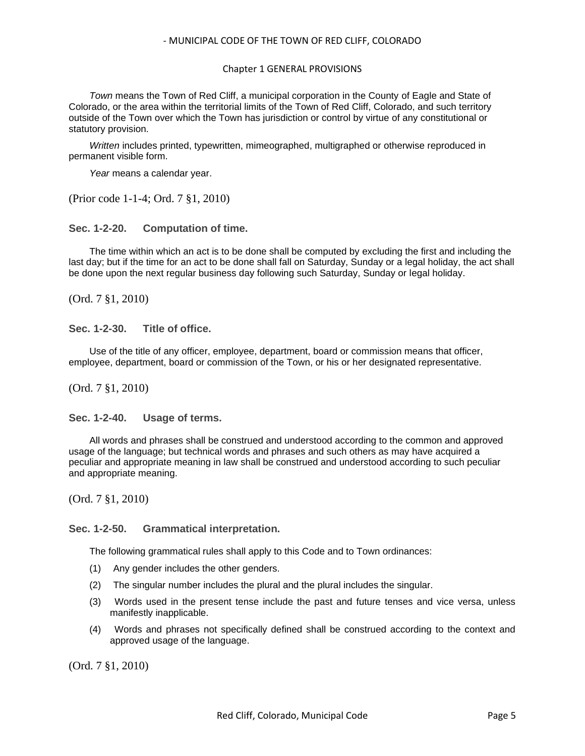*Town* means the Town of Red Cliff, a municipal corporation in the County of Eagle and State of Colorado, or the area within the territorial limits of the Town of Red Cliff, Colorado, and such territory outside of the Town over which the Town has jurisdiction or control by virtue of any constitutional or statutory provision.

*Written* includes printed, typewritten, mimeographed, multigraphed or otherwise reproduced in permanent visible form.

*Year* means a calendar year.

(Prior code 1-1-4; Ord. 7 §1, 2010)

### Sec. 1-2-20. Computation of time.

The time within which an act is to be done shall be computed by excluding the first and including the last day; but if the time for an act to be done shall fall on Saturday, Sunday or a legal holiday, the act shall be done upon the next regular business day following such Saturday, Sunday or legal holiday.

(Ord. 7 §1, 2010)

### Sec. 1-2-30. Title of office.

Use of the title of any officer, employee, department, board or commission means that officer, employee, department, board or commission of the Town, or his or her designated representative.

(Ord. 7 §1, 2010)

### Sec. 1-2-40. Usage of terms.

All words and phrases shall be construed and understood according to the common and approved usage of the language; but technical words and phrases and such others as may have acquired a peculiar and appropriate meaning in law shall be construed and understood according to such peculiar and appropriate meaning.

(Ord. 7 §1, 2010)

### Sec. 1-2-50. Grammatical interpretation.

The following grammatical rules shall apply to this Code and to Town ordinances:

(1) Any gender includes the other genders.

(2) The singular number includes the plural and the plural includes the singular.

(3) Words used in the present tense include the past and future tenses and vice versa, unless manifestly inapplicable.

(4) Words and phrases not specifically defined shall be construed according to the context and approved usage of the language.

(Ord. 7 §1, 2010)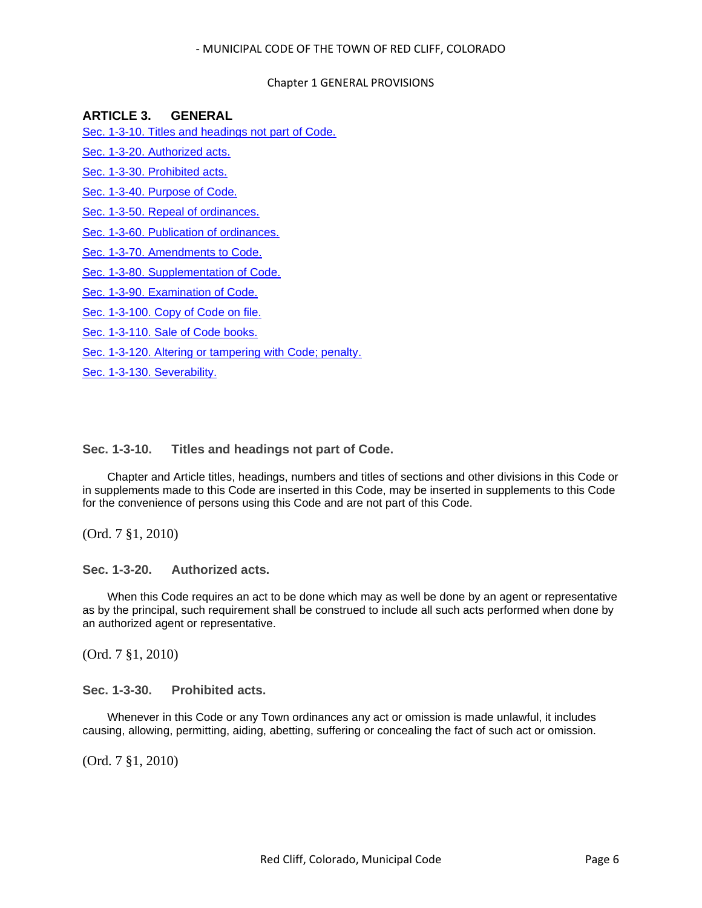## ARTICLE 3. GENERAL

[Sec. 1-3-10. Titles and headings not part of Code.](#)

[Sec. 1-3-20. Authorized acts.](#)

[Sec. 1-3-30. Prohibited acts.](#)

[Sec. 1-3-40. Purpose of Code.](#)

[Sec. 1-3-50. Repeal of ordinances.](#)

[Sec. 1-3-60. Publication of ordinances.](#)

[Sec. 1-3-70. Amendments to Code.](#)

[Sec. 1-3-80. Supplementation of Code.](#)

[Sec. 1-3-90. Examination of Code.](#)

[Sec. 1-3-100. Copy of Code on file.](#)

[Sec. 1-3-110. Sale of Code books.](#)

[Sec. 1-3-120. Altering or tampering with Code; penalty.](#)

[Sec. 1-3-130. Severability.](#)

### Sec. 1-3-10. Titles and headings not part of Code.

Chapter and Article titles, headings, numbers and titles of sections and other divisions in this Code or in supplements made to this Code are inserted in this Code, may be inserted in supplements to this Code for the convenience of persons using this Code and are not part of this Code.

(Ord. 7 §1, 2010)

### Sec. 1-3-20. Authorized acts.

When this Code requires an act to be done which may as well be done by an agent or representative as by the principal, such requirement shall be construed to include all such acts performed when done by an authorized agent or representative.

(Ord. 7 §1, 2010)

### Sec. 1-3-30. Prohibited acts.

Whenever in this Code or any Town ordinances any act or omission is made unlawful, it includes causing, allowing, permitting, aiding, abetting, suffering or concealing the fact of such act or omission.

(Ord. 7 §1, 2010)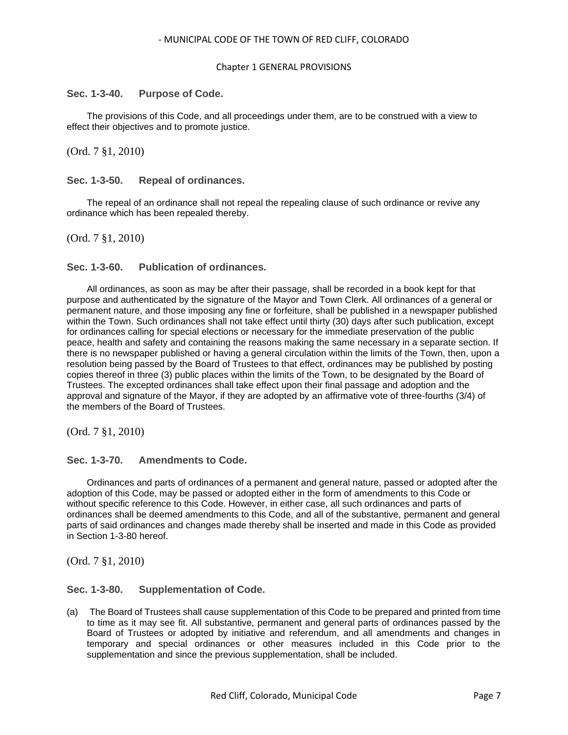### Sec. 1-3-40. Purpose of Code.

The provisions of this Code, and all proceedings under them, are to be construed with a view to effect their objectives and to promote justice.

(Ord. 7 §1, 2010)

### Sec. 1-3-50. Repeal of ordinances.

The repeal of an ordinance shall not repeal the repealing clause of such ordinance or revive any ordinance which has been repealed thereby.

(Ord. 7 §1, 2010)

### Sec. 1-3-60. Publication of ordinances.

All ordinances, as soon as may be after their passage, shall be recorded in a book kept for that purpose and authenticated by the signature of the Mayor and Town Clerk. All ordinances of a general or permanent nature, and those imposing any fine or forfeiture, shall be published in a newspaper published within the Town. Such ordinances shall not take effect until thirty (30) days after such publication, except for ordinances calling for special elections or necessary for the immediate preservation of the public peace, health and safety and containing the reasons making the same necessary in a separate section. If there is no newspaper published or having a general circulation within the limits of the Town, then, upon a resolution being passed by the Board of Trustees to that effect, ordinances may be published by posting copies thereof in three (3) public places within the limits of the Town, to be designated by the Board of Trustees. The excepted ordinances shall take effect upon their final passage and adoption and the approval and signature of the Mayor, if they are adopted by an affirmative vote of three-fourths (3/4) of the members of the Board of Trustees.

(Ord. 7 §1, 2010)

### Sec. 1-3-70. Amendments to Code.

Ordinances and parts of ordinances of a permanent and general nature, passed or adopted after the adoption of this Code, may be passed or adopted either in the form of amendments to this Code or without specific reference to this Code. However, in either case, all such ordinances and parts of ordinances shall be deemed amendments to this Code, and all of the substantive, permanent and general parts of said ordinances and changes made thereby shall be inserted and made in this Code as provided in Section 1-3-80 hereof.

(Ord. 7 §1, 2010)

### Sec. 1-3-80. Supplementation of Code.

(a) The Board of Trustees shall cause supplementation of this Code to be prepared and printed from time to time as it may see fit. All substantive, permanent and general parts of ordinances passed by the Board of Trustees or adopted by initiative and referendum, and all amendments and changes in temporary and special ordinances or other measures included in this Code prior to the supplementation and since the previous supplementation, shall be included.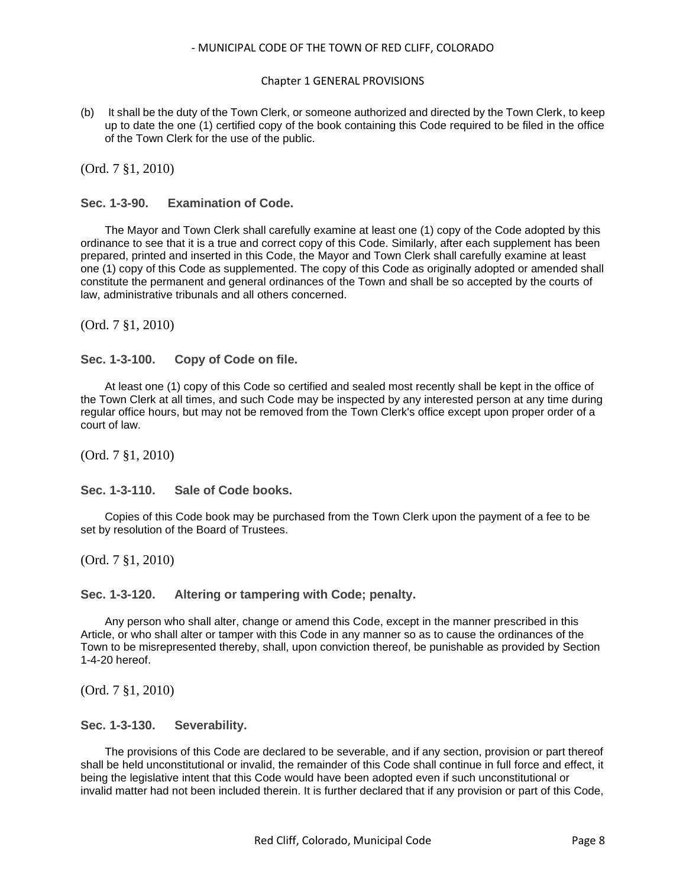(b) It shall be the duty of the Town Clerk, or someone authorized and directed by the Town Clerk, to keep up to date the one (1) certified copy of the book containing this Code required to be filed in the office of the Town Clerk for the use of the public.

(Ord. 7 §1, 2010)

### Sec. 1-3-90. Examination of Code.

The Mayor and Town Clerk shall carefully examine at least one (1) copy of the Code adopted by this ordinance to see that it is a true and correct copy of this Code. Similarly, after each supplement has been prepared, printed and inserted in this Code, the Mayor and Town Clerk shall carefully examine at least one (1) copy of this Code as supplemented. The copy of this Code as originally adopted or amended shall constitute the permanent and general ordinances of the Town and shall be so accepted by the courts of law, administrative tribunals and all others concerned.

(Ord. 7 §1, 2010)

### Sec. 1-3-100. Copy of Code on file.

At least one (1) copy of this Code so certified and sealed most recently shall be kept in the office of the Town Clerk at all times, and such Code may be inspected by any interested person at any time during regular office hours, but may not be removed from the Town Clerk's office except upon proper order of a court of law.

(Ord. 7 §1, 2010)

### Sec. 1-3-110. Sale of Code books.

Copies of this Code book may be purchased from the Town Clerk upon the payment of a fee to be set by resolution of the Board of Trustees.

(Ord. 7 §1, 2010)

### Sec. 1-3-120. Altering or tampering with Code; penalty.

Any person who shall alter, change or amend this Code, except in the manner prescribed in this Article, or who shall alter or tamper with this Code in any manner so as to cause the ordinances of the Town to be misrepresented thereby, shall, upon conviction thereof, be punishable as provided by Section 1-4-20 hereof.

(Ord. 7 §1, 2010)

### Sec. 1-3-130. Severability.

The provisions of this Code are declared to be severable, and if any section, provision or part thereof shall be held unconstitutional or invalid, the remainder of this Code shall continue in full force and effect, it being the legislative intent that this Code would have been adopted even if such unconstitutional or invalid matter had not been included therein. It is further declared that if any provision or part of this Code,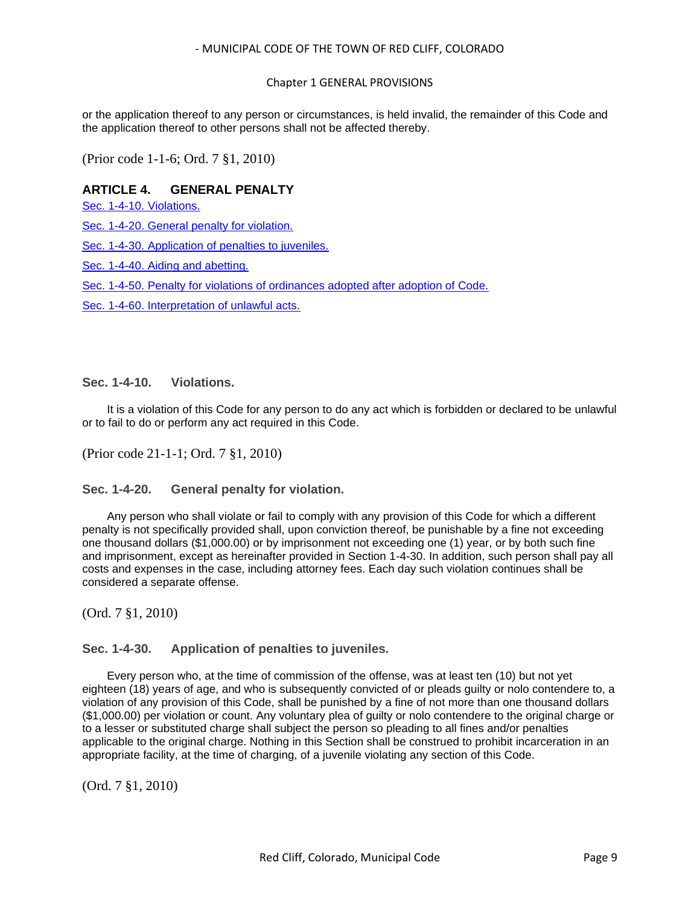or the application thereof to any person or circumstances, is held invalid, the remainder of this Code and the application thereof to other persons shall not be affected thereby.

(Prior code 1-1-6; Ord. 7 §1, 2010)

## ARTICLE 4. GENERAL PENALTY

Sec. 1-4-10. Violations.

Sec. 1-4-20. General penalty for violation.

Sec. 1-4-30. Application of penalties to juveniles.

Sec. 1-4-40. Aiding and abetting.

Sec. 1-4-50. Penalty for violations of ordinances adopted after adoption of Code.

Sec. 1-4-60. Interpretation of unlawful acts.

### Sec. 1-4-10. Violations.

It is a violation of this Code for any person to do any act which is forbidden or declared to be unlawful or to fail to do or perform any act required in this Code.

(Prior code 21-1-1; Ord. 7 §1, 2010)

### Sec. 1-4-20. General penalty for violation.

Any person who shall violate or fail to comply with any provision of this Code for which a different penalty is not specifically provided shall, upon conviction thereof, be punishable by a fine not exceeding one thousand dollars ($1,000.00) or by imprisonment not exceeding one (1) year, or by both such fine and imprisonment, except as hereinafter provided in Section 1-4-30. In addition, such person shall pay all costs and expenses in the case, including attorney fees. Each day such violation continues shall be considered a separate offense.

(Ord. 7 §1, 2010)

### Sec. 1-4-30. Application of penalties to juveniles.

Every person who, at the time of commission of the offense, was at least ten (10) but not yet eighteen (18) years of age, and who is subsequently convicted of or pleads guilty or nolo contendere to, a violation of any provision of this Code, shall be punished by a fine of not more than one thousand dollars ($1,000.00) per violation or count. Any voluntary plea of guilty or nolo contendere to the original charge or to a lesser or substituted charge shall subject the person so pleading to all fines and/or penalties applicable to the original charge. Nothing in this Section shall be construed to prohibit incarceration in an appropriate facility, at the time of charging, of a juvenile violating any section of this Code.

(Ord. 7 §1, 2010)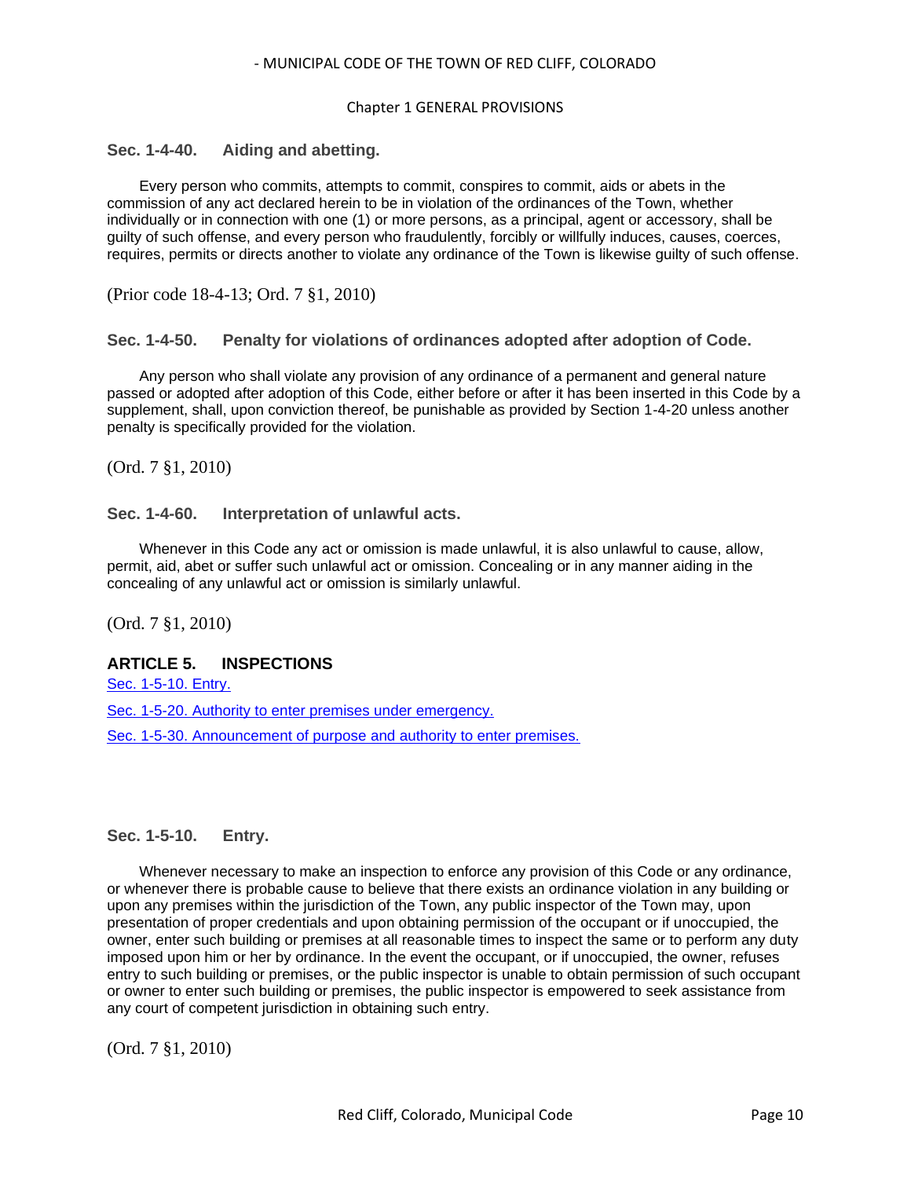### Sec. 1-4-40. Aiding and abetting.

Every person who commits, attempts to commit, conspires to commit, aids or abets in the commission of any act declared herein to be in violation of the ordinances of the Town, whether individually or in connection with one (1) or more persons, as a principal, agent or accessory, shall be guilty of such offense, and every person who fraudulently, forcibly or willfully induces, causes, coerces, requires, permits or directs another to violate any ordinance of the Town is likewise guilty of such offense.

(Prior code 18-4-13; Ord. 7 §1, 2010)

### Sec. 1-4-50. Penalty for violations of ordinances adopted after adoption of Code.

Any person who shall violate any provision of any ordinance of a permanent and general nature passed or adopted after adoption of this Code, either before or after it has been inserted in this Code by a supplement, shall, upon conviction thereof, be punishable as provided by Section 1-4-20 unless another penalty is specifically provided for the violation.

(Ord. 7 §1, 2010)

### Sec. 1-4-60. Interpretation of unlawful acts.

Whenever in this Code any act or omission is made unlawful, it is also unlawful to cause, allow, permit, aid, abet or suffer such unlawful act or omission. Concealing or in any manner aiding in the concealing of any unlawful act or omission is similarly unlawful.

(Ord. 7 §1, 2010)

## ARTICLE 5. INSPECTIONS

Sec. 1-5-10. Entry.

Sec. 1-5-20. Authority to enter premises under emergency.

Sec. 1-5-30. Announcement of purpose and authority to enter premises.

### Sec. 1-5-10. Entry.

Whenever necessary to make an inspection to enforce any provision of this Code or any ordinance, or whenever there is probable cause to believe that there exists an ordinance violation in any building or upon any premises within the jurisdiction of the Town, any public inspector of the Town may, upon presentation of proper credentials and upon obtaining permission of the occupant or if unoccupied, the owner, enter such building or premises at all reasonable times to inspect the same or to perform any duty imposed upon him or her by ordinance. In the event the occupant, or if unoccupied, the owner, refuses entry to such building or premises, or the public inspector is unable to obtain permission of such occupant or owner to enter such building or premises, the public inspector is empowered to seek assistance from any court of competent jurisdiction in obtaining such entry.

(Ord. 7 §1, 2010)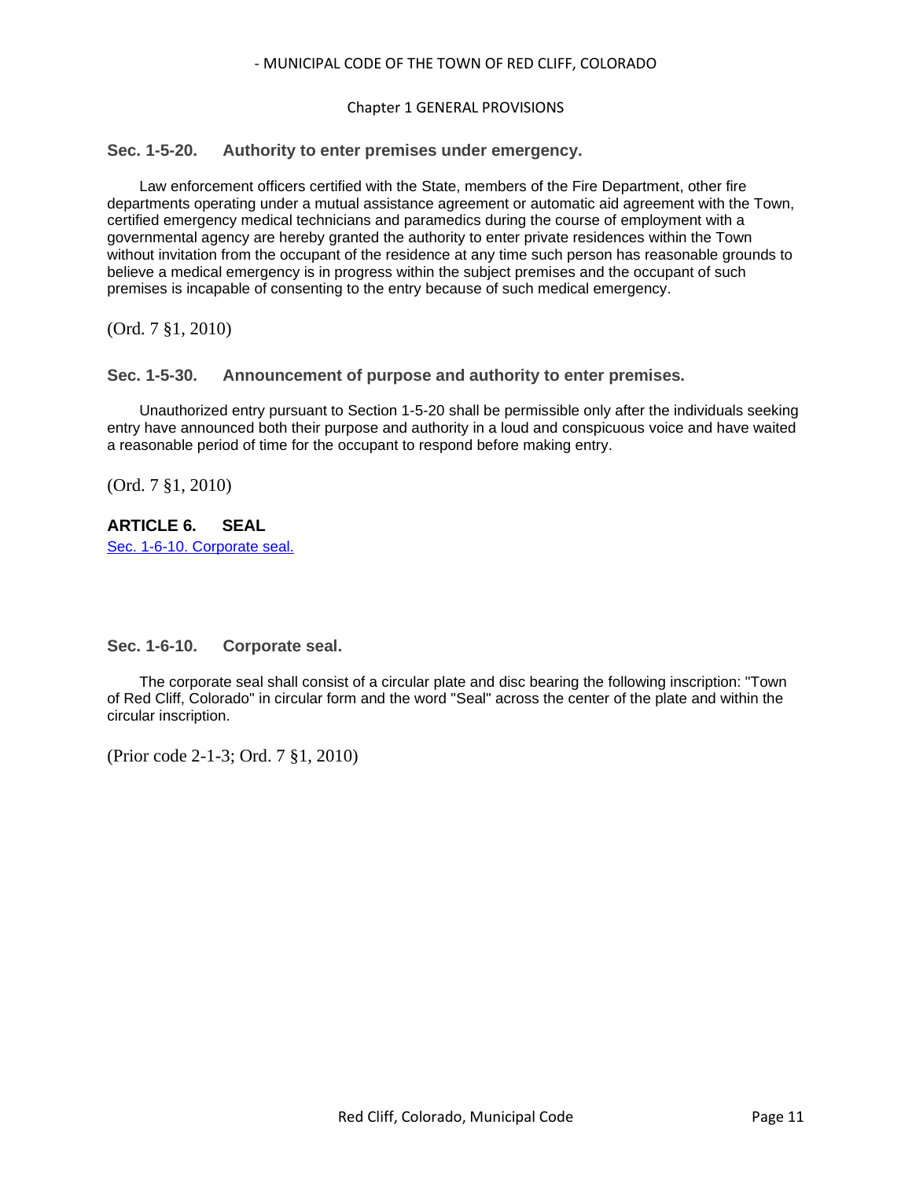### Sec. 1-5-20. Authority to enter premises under emergency.

Law enforcement officers certified with the State, members of the Fire Department, other fire departments operating under a mutual assistance agreement or automatic aid agreement with the Town, certified emergency medical technicians and paramedics during the course of employment with a governmental agency are hereby granted the authority to enter private residences within the Town without invitation from the occupant of the residence at any time such person has reasonable grounds to believe a medical emergency is in progress within the subject premises and the occupant of such premises is incapable of consenting to the entry because of such medical emergency.

(Ord. 7 §1, 2010)

### Sec. 1-5-30. Announcement of purpose and authority to enter premises.

Unauthorized entry pursuant to Section 1-5-20 shall be permissible only after the individuals seeking entry have announced both their purpose and authority in a loud and conspicuous voice and have waited a reasonable period of time for the occupant to respond before making entry.

(Ord. 7 §1, 2010)

## ARTICLE 6. SEAL

Sec. 1-6-10. Corporate seal.

### Sec. 1-6-10. Corporate seal.

The corporate seal shall consist of a circular plate and disc bearing the following inscription: "Town of Red Cliff, Colorado" in circular form and the word "Seal" across the center of the plate and within the circular inscription.

(Prior code 2-1-3; Ord. 7 §1, 2010)